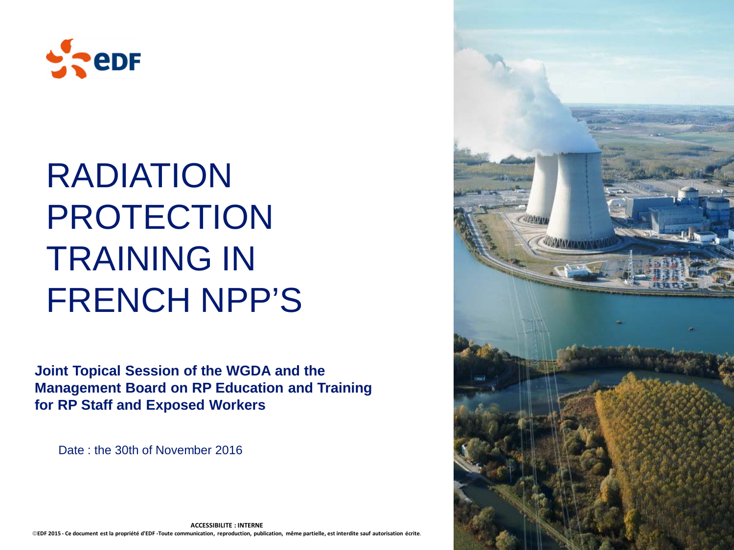# RADIATION PROTECTION TRAINING IN FRENCH NPP'S

**Joint Topical Session of the WGDA and the Management Board on RP Education and Training for RP Staff and Exposed Workers**

Date : the 30th of November 2016

**ACCESSIBILITE : INTERNE**

**©EDF 2015 - Ce document est la propriété d'EDF -Toute communication, reproduction, publication, même partielle, est interdite sauf autorisation écrite.**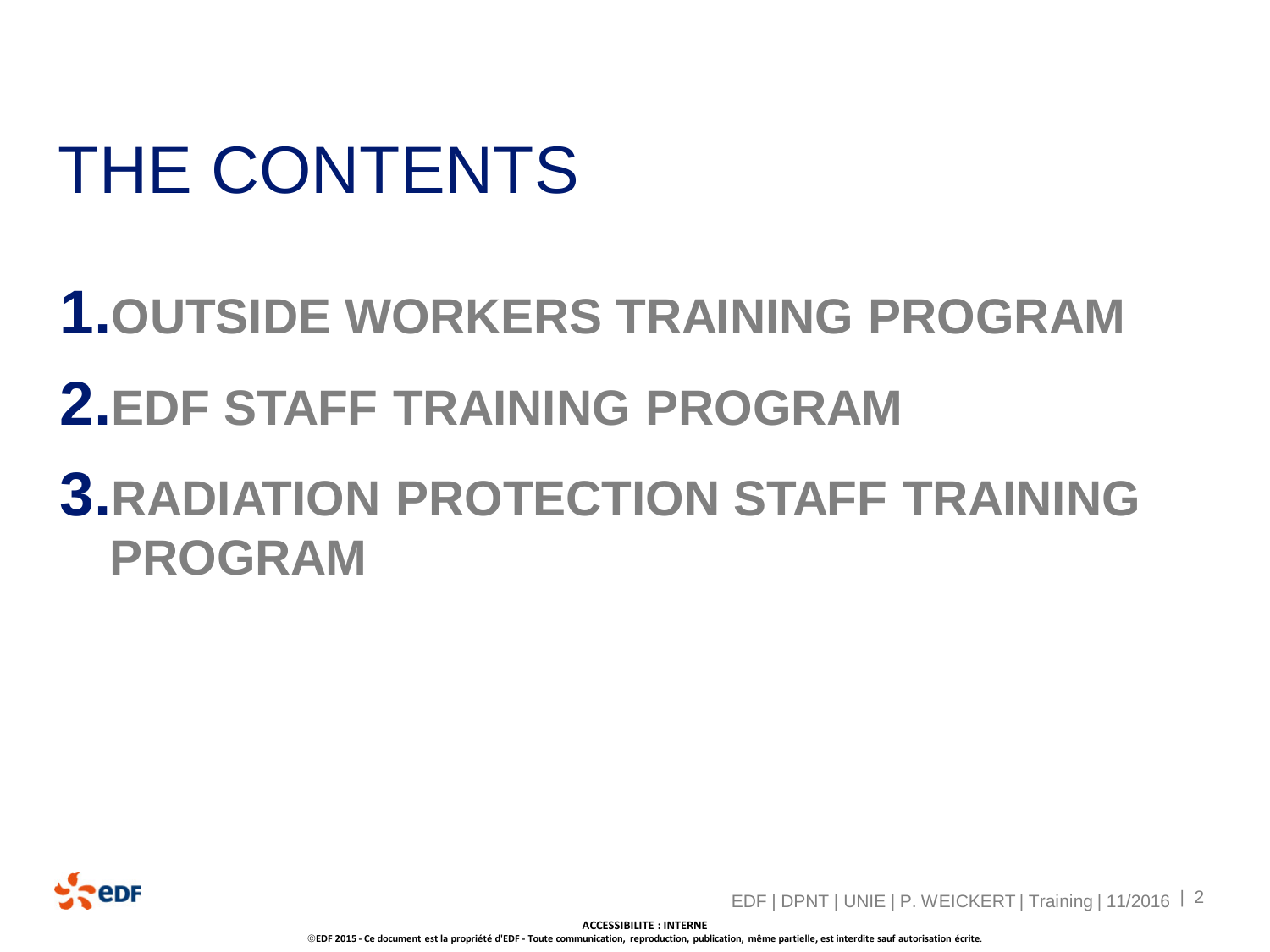# THE CONTENTS

1. **OUTSIDE WORKERS TRAINING PROGRAM**
2. **EDF STAFF TRAINING PROGRAM**
3. **RADIATION PROTECTION STAFF TRAINING PROGRAM**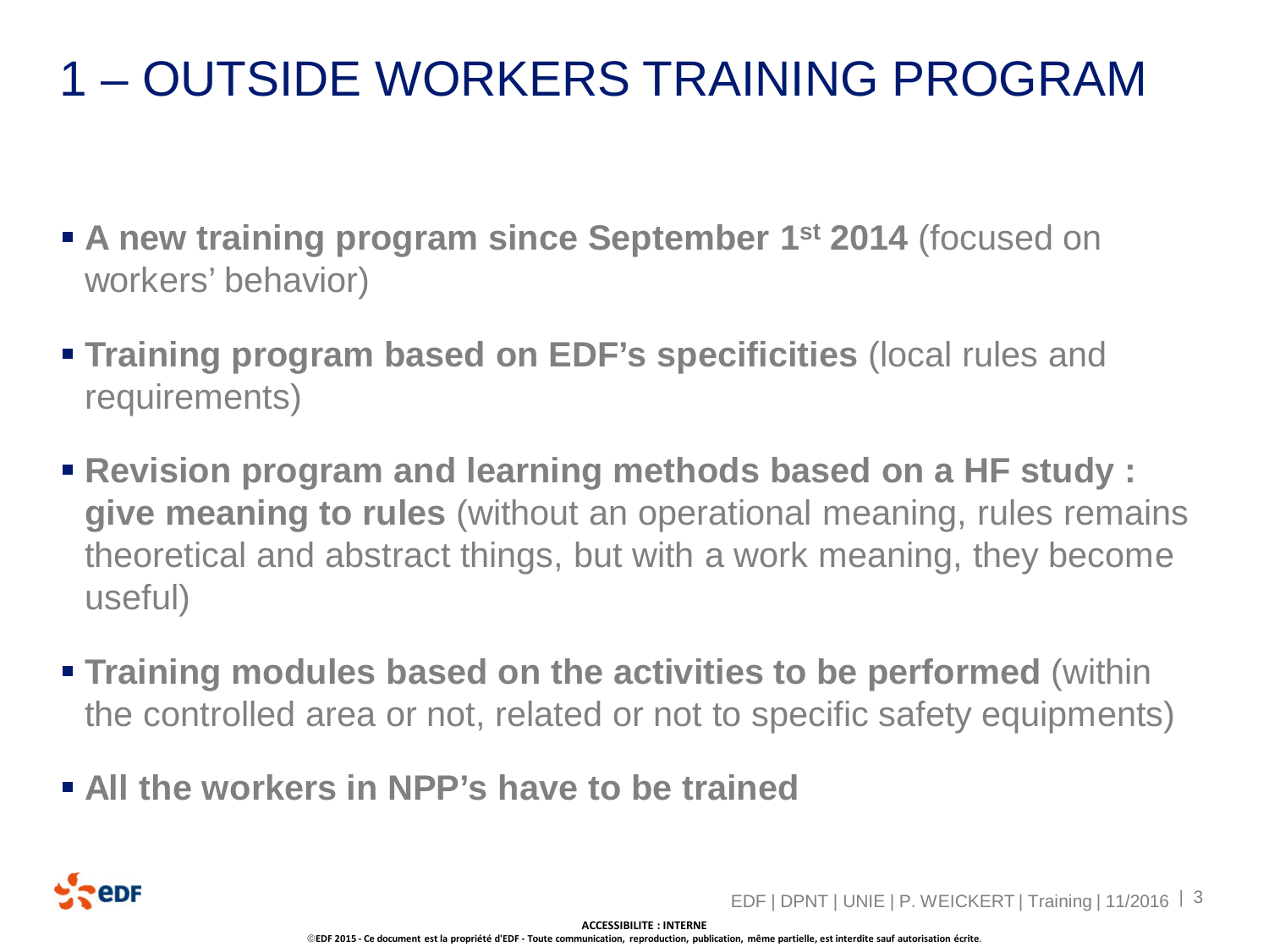# 1 – OUTSIDE WORKERS TRAINING PROGRAM

- **A new training program since September 1st 2014** (focused on workers' behavior)
- **Training program based on EDF's specificities** (local rules and requirements)
- **Revision program and learning methods based on a HF study : give meaning to rules** (without an operational meaning, rules remains theoretical and abstract things, but with a work meaning, they become useful)
- **Training modules based on the activities to be performed** (within the controlled area or not, related or not to specific safety equipments)
- **All the workers in NPP's have to be trained**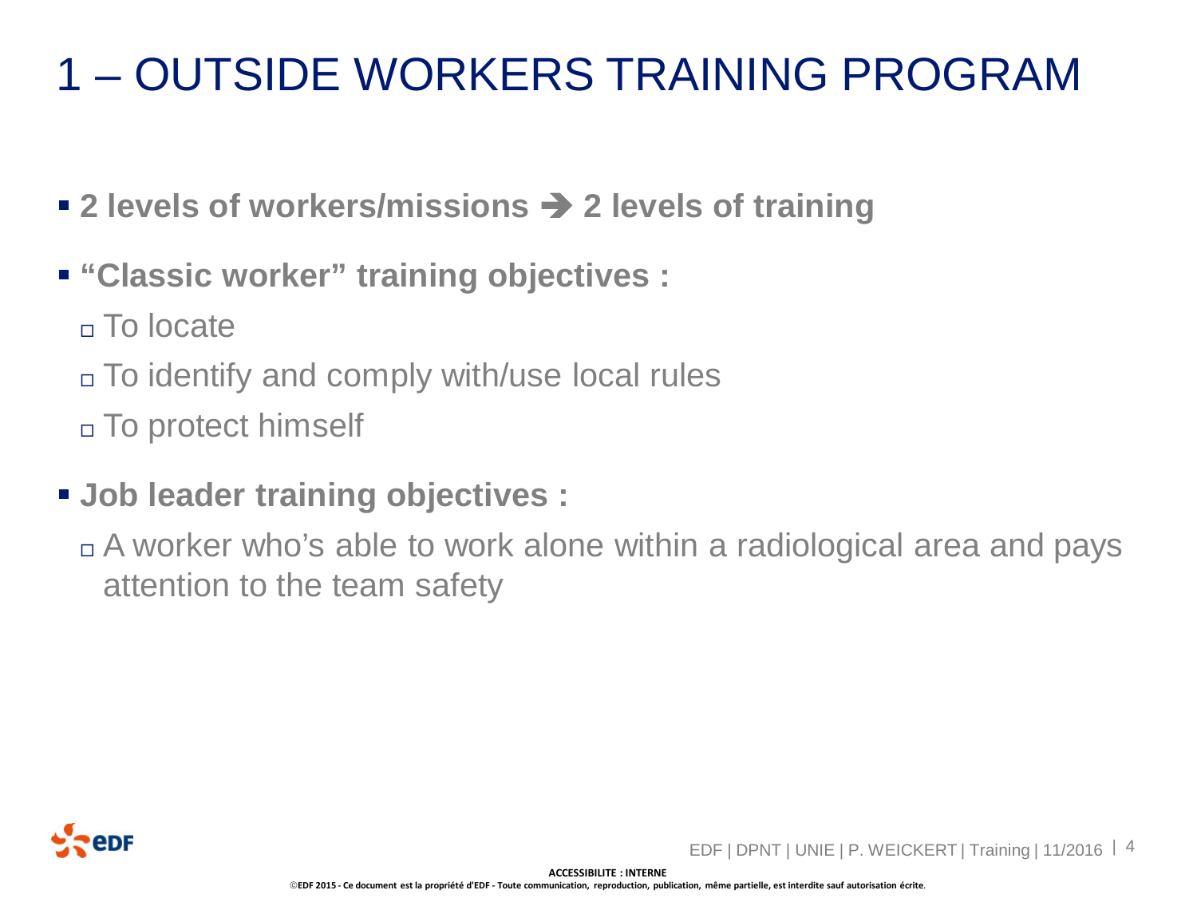# 1 – OUTSIDE WORKERS TRAINING PROGRAM

- **2 levels of workers/missions ➔ 2 levels of training**
- **"Classic worker" training objectives :**
  - To locate
  - To identify and comply with/use local rules
  - To protect himself
- **Job leader training objectives :**
  - A worker who's able to work alone within a radiological area and pays attention to the team safety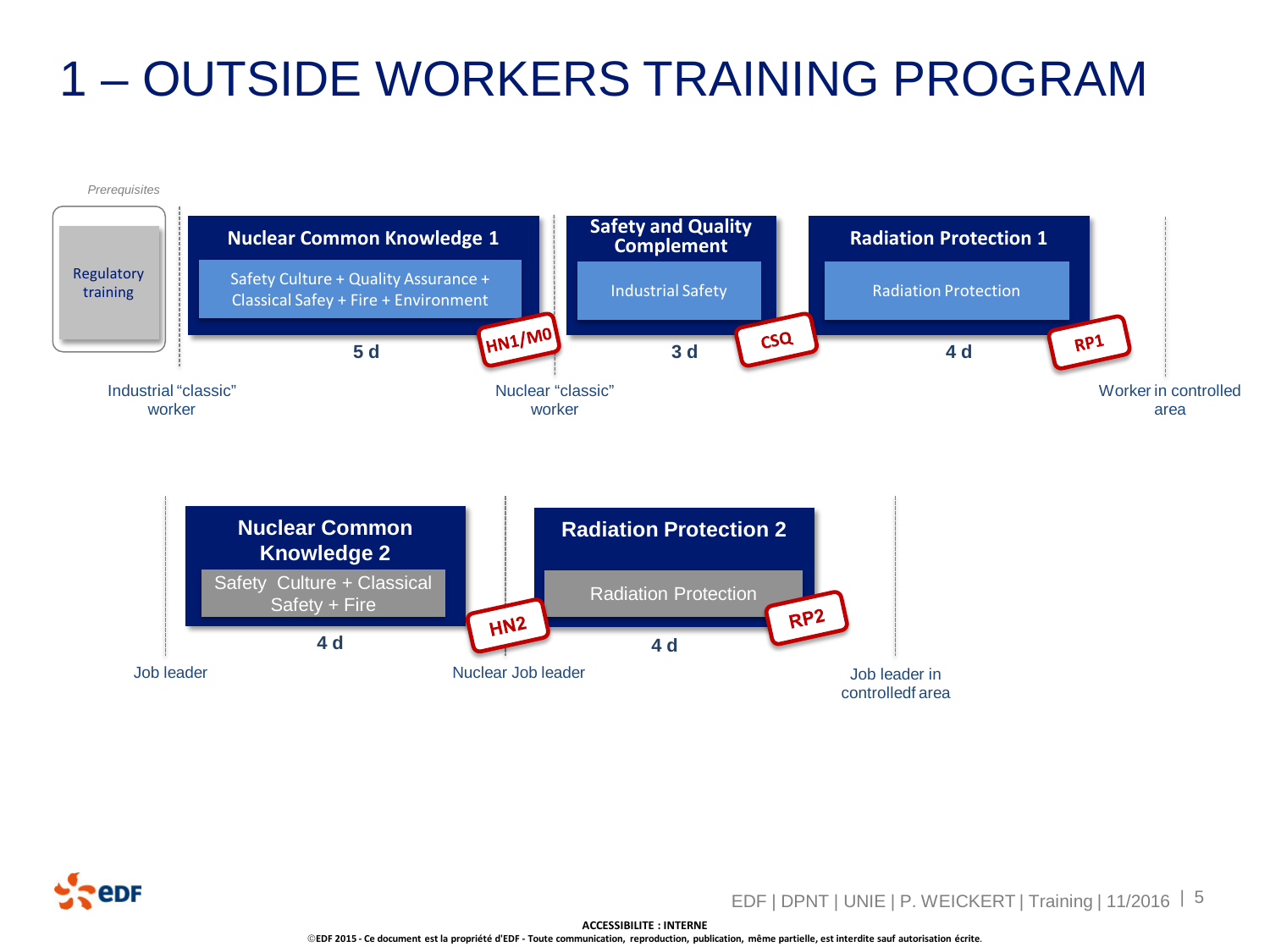# 1 – OUTSIDE WORKERS TRAINING PROGRAM

*Prerequisites*

Regulatory training

Industrial "classic" worker

**Nuclear Common Knowledge 1**
Safety Culture + Quality Assurance + Classical Safey + Fire + Environment
5 d — **HN1/M0**

Nuclear "classic" worker

**Safety and Quality Complement**
Industrial Safety
3 d — **CSQ**

**Radiation Protection 1**
Radiation Protection
4 d — **RP1**

Worker in controlled area

---

Job leader

**Nuclear Common Knowledge 2**
Safety Culture + Classical Safety + Fire
4 d — **HN2**

Nuclear Job leader

**Radiation Protection 2**
Radiation Protection
4 d — **RP2**

Job leader in controlledf area

ACCESSIBILITE : INTERNE

©EDF 2015 - Ce document est la propriété d'EDF - Toute communication, reproduction, publication, même partielle, est interdite sauf autorisation écrite.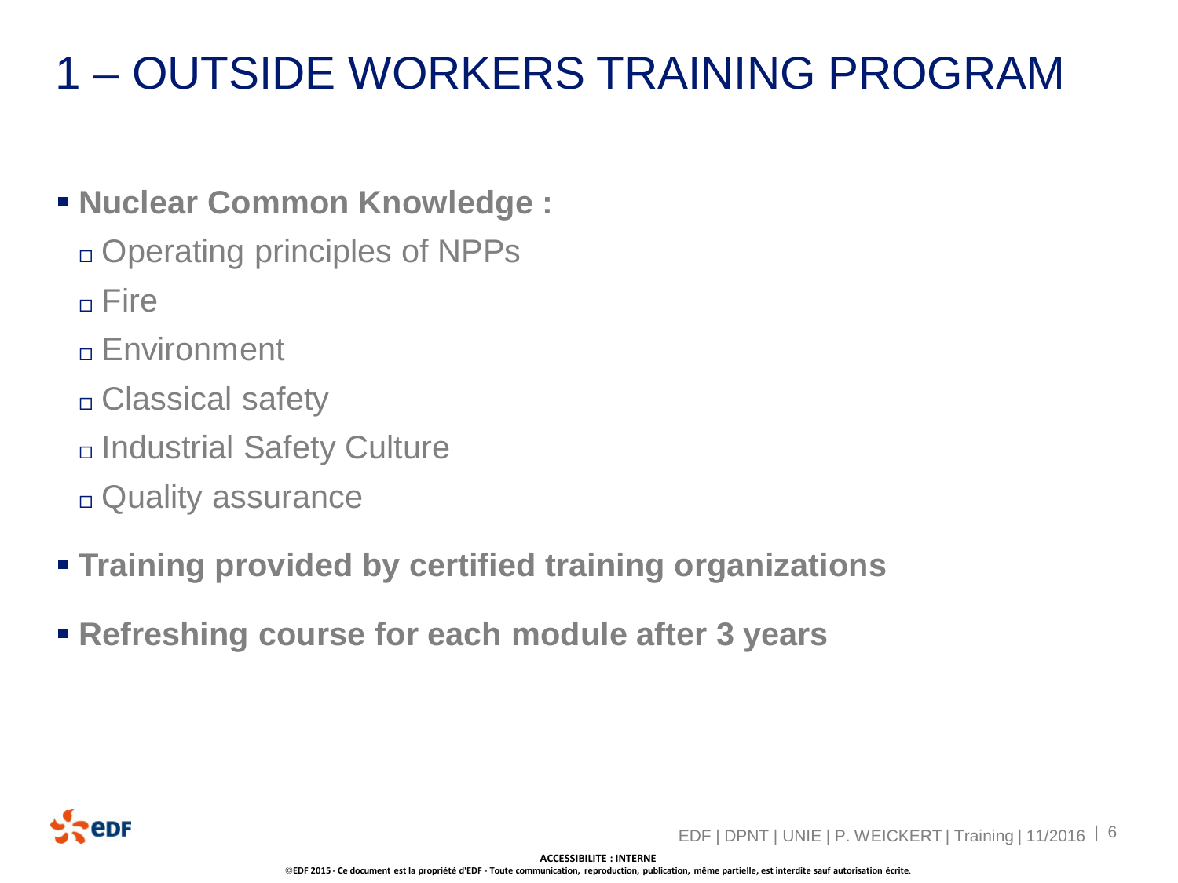# 1 – OUTSIDE WORKERS TRAINING PROGRAM

- **Nuclear Common Knowledge :**
  - Operating principles of NPPs
  - Fire
  - Environment
  - Classical safety
  - Industrial Safety Culture
  - Quality assurance
- **Training provided by certified training organizations**
- **Refreshing course for each module after 3 years**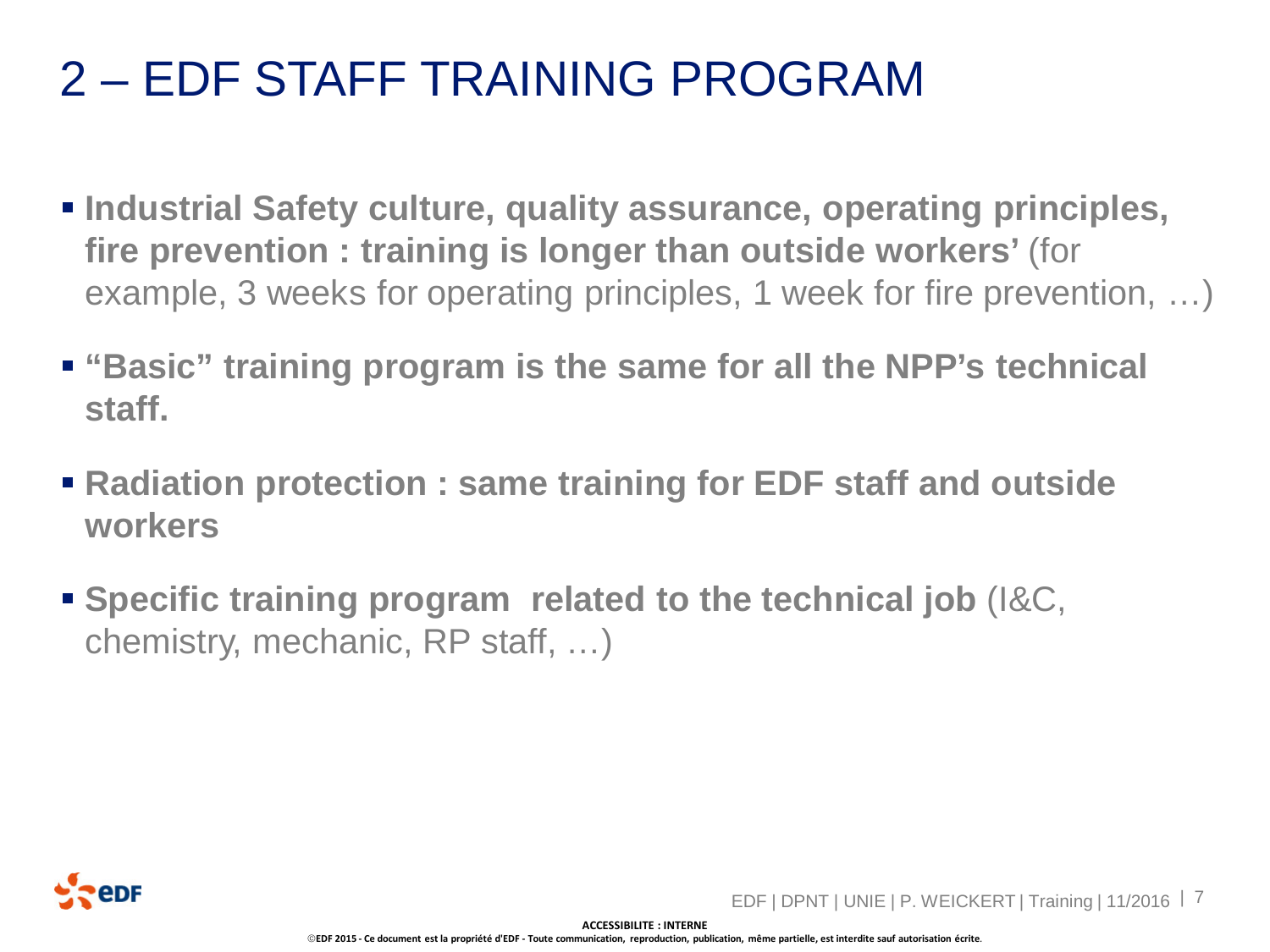# 2 – EDF STAFF TRAINING PROGRAM

- **Industrial Safety culture, quality assurance, operating principles, fire prevention : training is longer than outside workers'** (for example, 3 weeks for operating principles, 1 week for fire prevention, …)
- **"Basic" training program is the same for all the NPP's technical staff.**
- **Radiation protection : same training for EDF staff and outside workers**
- **Specific training program related to the technical job** (I&C, chemistry, mechanic, RP staff, …)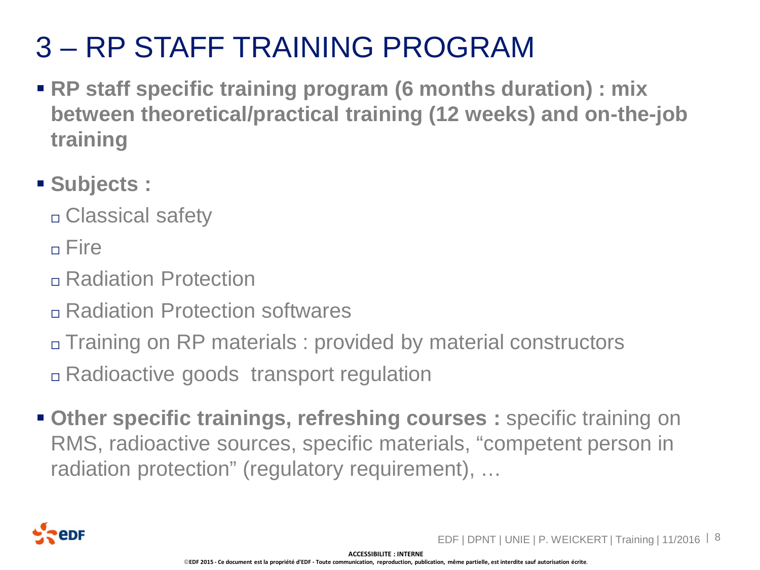# 3 – RP STAFF TRAINING PROGRAM

- **RP staff specific training program (6 months duration) : mix between theoretical/practical training (12 weeks) and on-the-job training**
- **Subjects :**
  - Classical safety
  - Fire
  - Radiation Protection
  - Radiation Protection softwares
  - Training on RP materials : provided by material constructors
  - Radioactive goods transport regulation
- **Other specific trainings, refreshing courses :** specific training on RMS, radioactive sources, specific materials, “competent person in radiation protection” (regulatory requirement), …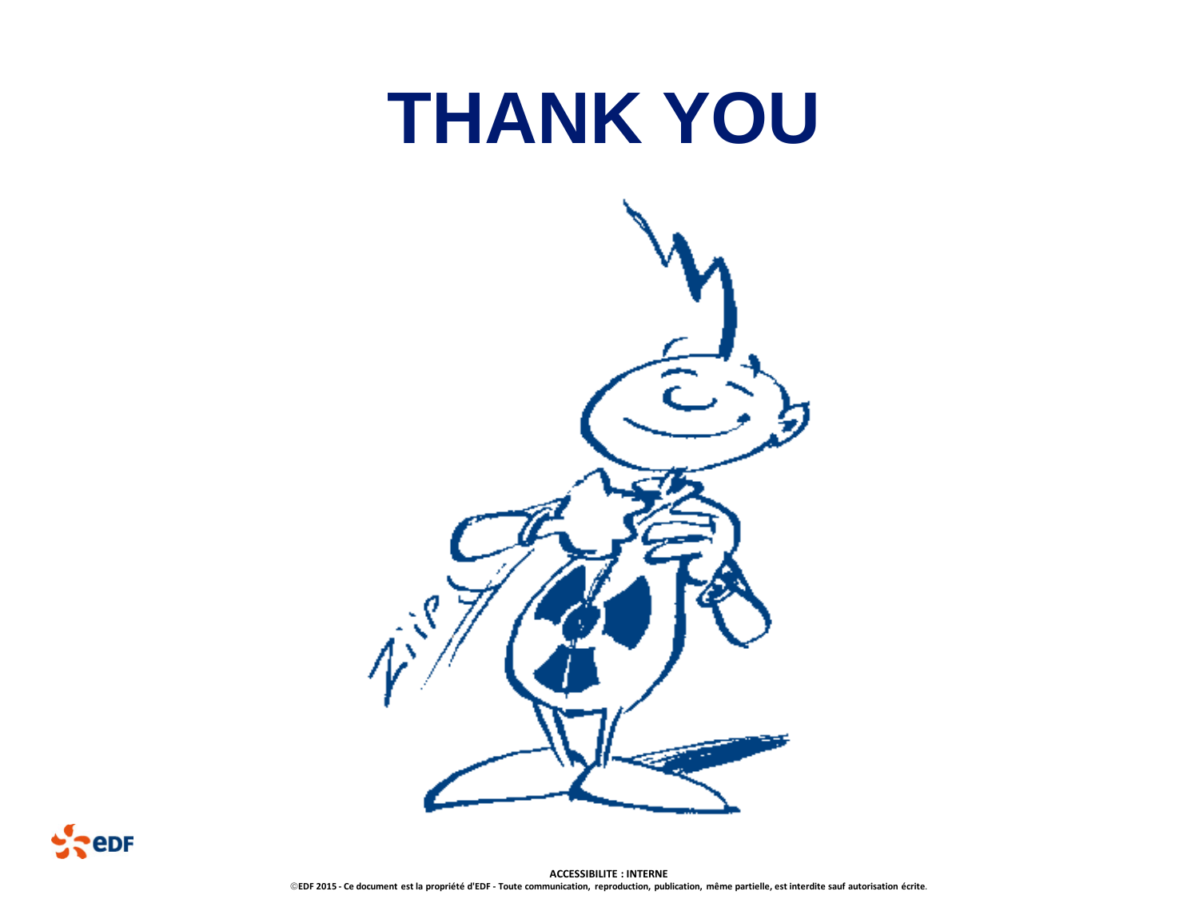# THANK YOU

ACCESSIBILITE : INTERNE

©EDF 2015 - Ce document est la propriété d'EDF - Toute communication, reproduction, publication, même partielle, est interdite sauf autorisation écrite.